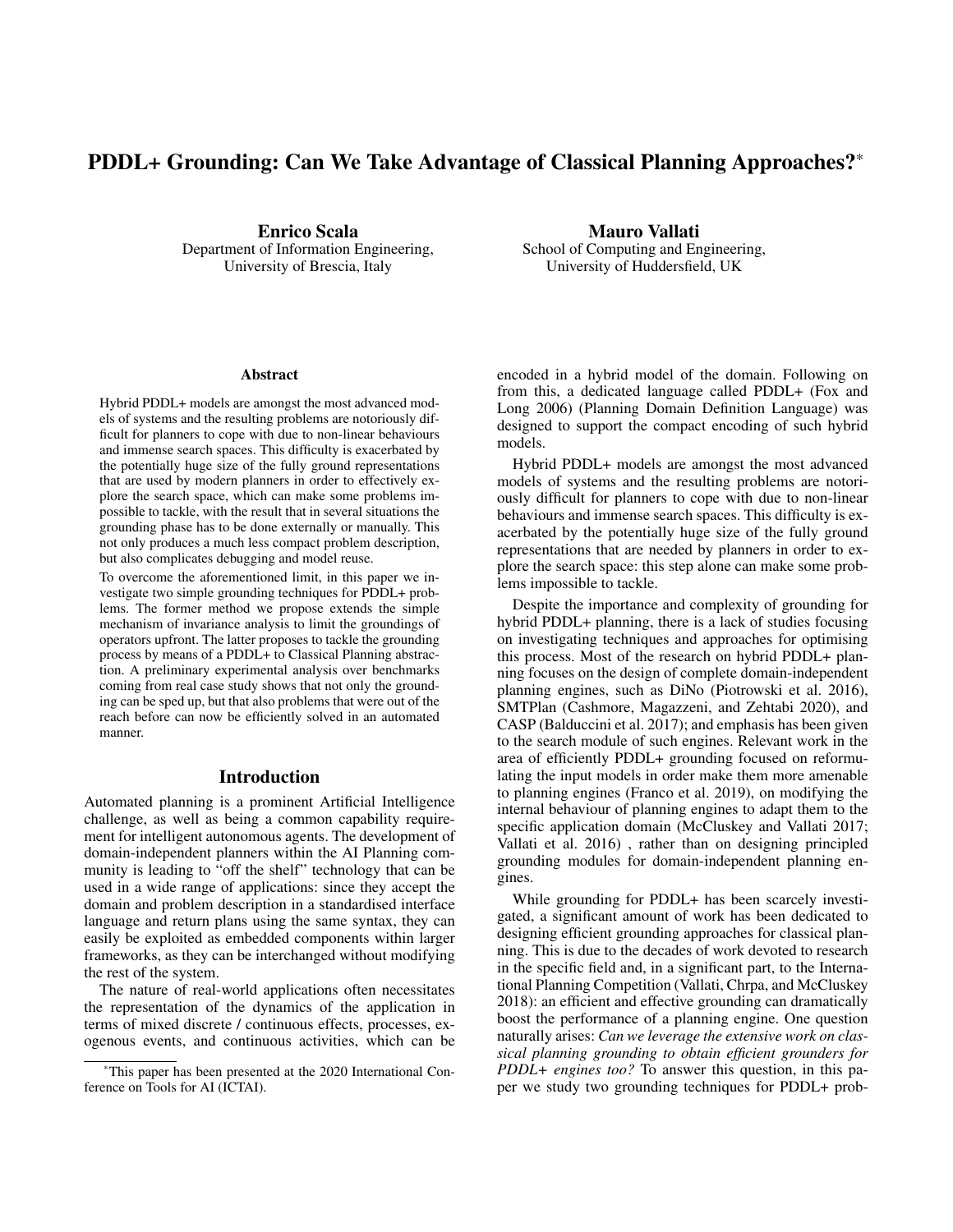# PDDL+ Grounding: Can We Take Advantage of Classical Planning Approaches?*

**Enrico Scala**
Department of Information Engineering,
University of Brescia, Italy

**Mauro Vallati**
School of Computing and Engineering,
University of Huddersfield, UK

### Abstract

Hybrid PDDL+ models are amongst the most advanced models of systems and the resulting problems are notoriously difficult for planners to cope with due to non-linear behaviours and immense search spaces. This difficulty is exacerbated by the potentially huge size of the fully ground representations that are used by modern planners in order to effectively explore the search space, which can make some problems impossible to tackle, with the result that in several situations the grounding phase has to be done externally or manually. This not only produces a much less compact problem description, but also complicates debugging and model reuse.

To overcome the aforementioned limit, in this paper we investigate two simple grounding techniques for PDDL+ problems. The former method we propose extends the simple mechanism of invariance analysis to limit the groundings of operators upfront. The latter proposes to tackle the grounding process by means of a PDDL+ to Classical Planning abstraction. A preliminary experimental analysis over benchmarks coming from real case study shows that not only the grounding can be sped up, but that also problems that were out of the reach before can now be efficiently solved in an automated manner.

## Introduction

Automated planning is a prominent Artificial Intelligence challenge, as well as being a common capability requirement for intelligent autonomous agents. The development of domain-independent planners within the AI Planning community is leading to "off the shelf" technology that can be used in a wide range of applications: since they accept the domain and problem description in a standardised interface language and return plans using the same syntax, they can easily be exploited as embedded components within larger frameworks, as they can be interchanged without modifying the rest of the system.

The nature of real-world applications often necessitates the representation of the dynamics of the application in terms of mixed discrete / continuous effects, processes, exogenous events, and continuous activities, which can be encoded in a hybrid model of the domain. Following on from this, a dedicated language called PDDL+ (Fox and Long 2006) (Planning Domain Definition Language) was designed to support the compact encoding of such hybrid models.

Hybrid PDDL+ models are amongst the most advanced models of systems and the resulting problems are notoriously difficult for planners to cope with due to non-linear behaviours and immense search spaces. This difficulty is exacerbated by the potentially huge size of the fully ground representations that are needed by planners in order to explore the search space: this step alone can make some problems impossible to tackle.

Despite the importance and complexity of grounding for hybrid PDDL+ planning, there is a lack of studies focusing on investigating techniques and approaches for optimising this process. Most of the research on hybrid PDDL+ planning focuses on the design of complete domain-independent planning engines, such as DiNo (Piotrowski et al. 2016), SMTPlan (Cashmore, Magazzeni, and Zehtabi 2020), and CASP (Balduccini et al. 2017); and emphasis has been given to the search module of such engines. Relevant work in the area of efficiently PDDL+ grounding focused on reformulating the input models in order make them more amenable to planning engines (Franco et al. 2019), on modifying the internal behaviour of planning engines to adapt them to the specific application domain (McCluskey and Vallati 2017; Vallati et al. 2016) , rather than on designing principled grounding modules for domain-independent planning engines.

While grounding for PDDL+ has been scarcely investigated, a significant amount of work has been dedicated to designing efficient grounding approaches for classical planning. This is due to the decades of work devoted to research in the specific field and, in a significant part, to the International Planning Competition (Vallati, Chrpa, and McCluskey 2018): an efficient and effective grounding can dramatically boost the performance of a planning engine. One question naturally arises: *Can we leverage the extensive work on classical planning grounding to obtain efficient grounders for PDDL+ engines too?* To answer this question, in this paper we study two grounding techniques for PDDL+ prob-

*This paper has been presented at the 2020 International Conference on Tools for AI (ICTAI).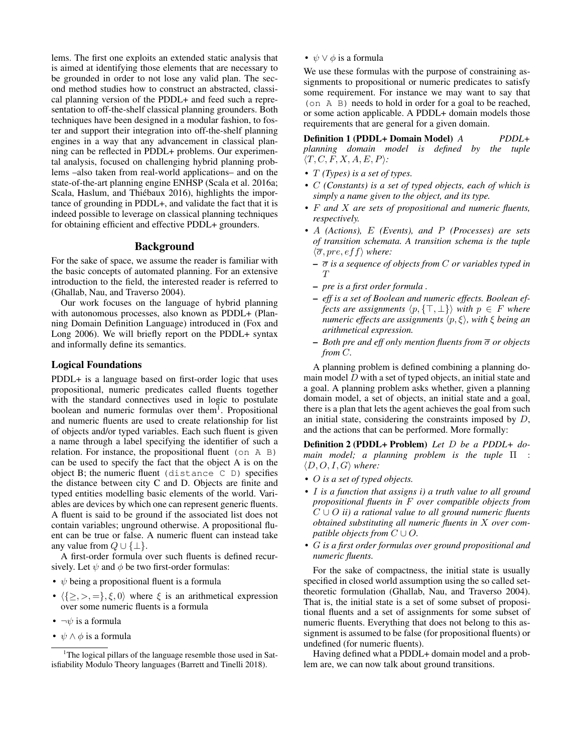lems. The first one exploits an extended static analysis that is aimed at identifying those elements that are necessary to be grounded in order to not lose any valid plan. The second method studies how to construct an abstracted, classical planning version of the PDDL+ and feed such a representation to off-the-shelf classical planning grounders. Both techniques have been designed in a modular fashion, to foster and support their integration into off-the-shelf planning engines in a way that any advancement in classical planning can be reflected in PDDL+ problems. Our experimental analysis, focused on challenging hybrid planning problems –also taken from real-world applications– and on the state-of-the-art planning engine ENHSP (Scala et al. 2016a; Scala, Haslum, and Thiébaux 2016), highlights the importance of grounding in PDDL+, and validate the fact that it is indeed possible to leverage on classical planning techniques for obtaining efficient and effective PDDL+ grounders.

## Background

For the sake of space, we assume the reader is familiar with the basic concepts of automated planning. For an extensive introduction to the field, the interested reader is referred to (Ghallab, Nau, and Traverso 2004).

Our work focuses on the language of hybrid planning with autonomous processes, also known as PDDL+ (Planning Domain Definition Language) introduced in (Fox and Long 2006). We will briefly report on the PDDL+ syntax and informally define its semantics.

### Logical Foundations

PDDL+ is a language based on first-order logic that uses propositional, numeric predicates called fluents together with the standard connectives used in logic to postulate boolean and numeric formulas over them[1]. Propositional and numeric fluents are used to create relationship for list of objects and/or typed variables. Each such fluent is given a name through a label specifying the identifier of such a relation. For instance, the propositional fluent `(on A B)` can be used to specify the fact that the object A is on the object B; the numeric fluent `(distance C D)` specifies the distance between city C and D. Objects are finite and typed entities modelling basic elements of the world. Variables are devices by which one can represent generic fluents. A fluent is said to be ground if the associated list does not contain variables; unground otherwise. A propositional fluent can be true or false. A numeric fluent can instead take any value from $Q \cup \{\bot\}$.

A first-order formula over such fluents is defined recursively. Let $\psi$ and $\phi$ be two first-order formulas:

- $\psi$ being a propositional fluent is a formula
- $\langle\{\geq, >, =\}, \xi, 0\rangle$ where $\xi$ is an arithmetical expression over some numeric fluents is a formula
- $\neg\psi$ is a formula
- $\psi \wedge \phi$ is a formula
- $\psi \vee \phi$ is a formula

We use these formulas with the purpose of constraining assignments to propositional or numeric predicates to satisfy some requirement. For instance we may want to say that `(on A B)` needs to hold in order for a goal to be reached, or some action applicable. A PDDL+ domain models those requirements that are general for a given domain.

**Definition 1 (PDDL+ Domain Model)** *A PDDL+ planning domain model is defined by the tuple $\langle T, C, F, X, A, E, P\rangle$:*

- *$T$ (Types) is a set of types.*
- *$C$ (Constants) is a set of typed objects, each of which is simply a name given to the object, and its type.*
- *$F$ and $X$ are sets of propositional and numeric fluents, respectively.*
- *$A$ (Actions), $E$ (Events), and $P$ (Processes) are sets of transition schemata. A transition schema is the tuple $\langle\overline{\sigma}, pre, eff\rangle$ where:*
  - *$\overline{\sigma}$ is a sequence of objects from $C$ or variables typed in $T$*
  - *pre is a first order formula .*
  - *eff is a set of Boolean and numeric effects. Boolean effects are assignments $\langle p, \{\top, \bot\}\rangle$ with $p \in F$ where numeric effects are assignments $\langle p, \xi\rangle$, with $\xi$ being an arithmetical expression.*
  - *Both pre and eff only mention fluents from $\overline{\sigma}$ or objects from $C$.*

A planning problem is defined combining a planning domain model $D$ with a set of typed objects, an initial state and a goal. A planning problem asks whether, given a planning domain model, a set of objects, an initial state and a goal, there is a plan that lets the agent achieves the goal from such an initial state, considering the constraints imposed by $D$, and the actions that can be performed. More formally:

**Definition 2 (PDDL+ Problem)** *Let $D$ be a PDDL+ domain model; a planning problem is the tuple $\Pi$ : $\langle D, O, I, G\rangle$ where:*

- *$O$ is a set of typed objects.*
- *$I$ is a function that assigns i) a truth value to all ground propositional fluents in $F$ over compatible objects from $C \cup O$ ii) a rational value to all ground numeric fluents obtained substituting all numeric fluents in $X$ over compatible objects from $C \cup O$.*
- *$G$ is a first order formulas over ground propositional and numeric fluents.*

For the sake of compactness, the initial state is usually specified in closed world assumption using the so called set-theoretic formulation (Ghallab, Nau, and Traverso 2004). That is, the initial state is a set of some subset of propositional fluents and a set of assignments for some subset of numeric fluents. Everything that does not belong to this assignment is assumed to be false (for propositional fluents) or undefined (for numeric fluents).

Having defined what a PDDL+ domain model and a problem are, we can now talk about ground transitions.

[1] The logical pillars of the language resemble those used in Satisfiability Modulo Theory languages (Barrett and Tinelli 2018).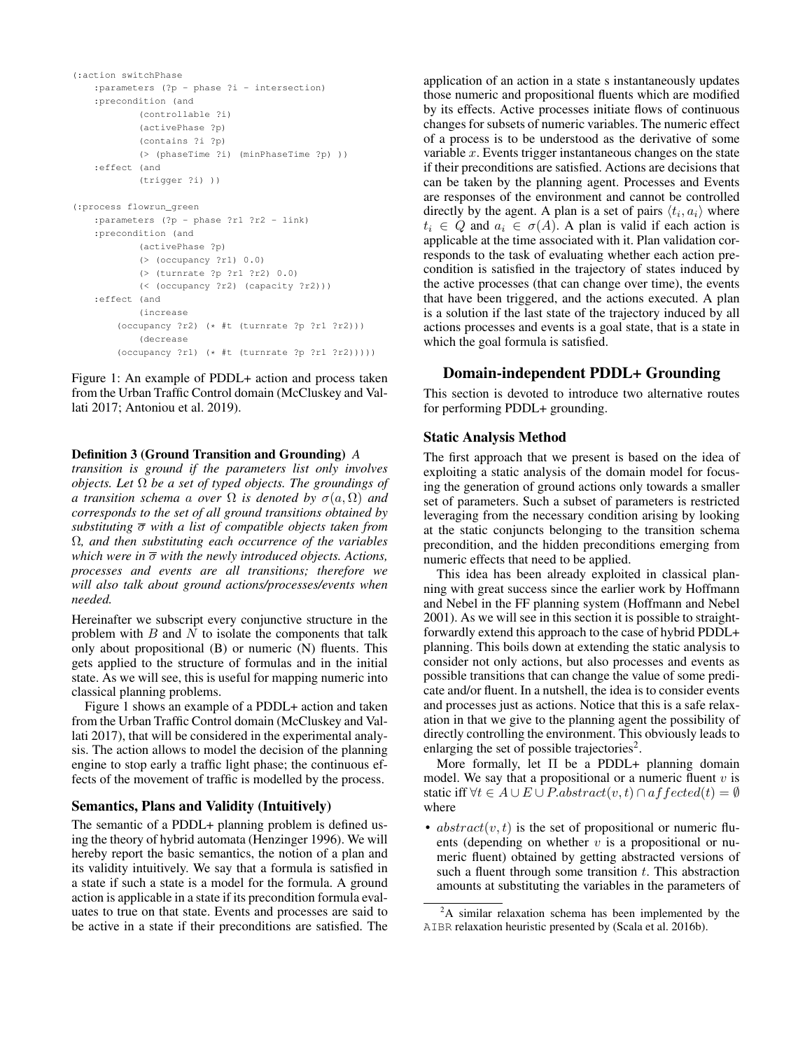```
(:action switchPhase
    :parameters (?p - phase ?i - intersection)
    :precondition (and
            (controllable ?i)
            (activePhase ?p)
            (contains ?i ?p)
            (> (phaseTime ?i) (minPhaseTime ?p) ))
    :effect (and
            (trigger ?i) ))

(:process flowrun_green
    :parameters (?p - phase ?r1 ?r2 - link)
    :precondition (and
            (activePhase ?p)
            (> (occupancy ?r1) 0.0)
            (> (turnrate ?p ?r1 ?r2) 0.0)
            (< (occupancy ?r2) (capacity ?r2)))
    :effect (and
            (increase
        (occupancy ?r2) (* #t (turnrate ?p ?r1 ?r2)))
            (decrease
        (occupancy ?r1) (* #t (turnrate ?p ?r1 ?r2)))))
```

Figure 1: An example of PDDL+ action and process taken from the Urban Traffic Control domain (McCluskey and Vallati 2017; Antoniou et al. 2019).

**Definition 3 (Ground Transition and Grounding)** *A transition is ground if the parameters list only involves objects. Let $\Omega$ be a set of typed objects. The groundings of a transition schema $a$ over $\Omega$ is denoted by $\sigma(a, \Omega)$ and corresponds to the set of all ground transitions obtained by substituting $\overline{\sigma}$ with a list of compatible objects taken from $\Omega$, and then substituting each occurrence of the variables which were in $\overline{\sigma}$ with the newly introduced objects. Actions, processes and events are all transitions; therefore we will also talk about ground actions/processes/events when needed.*

Hereinafter we subscript every conjunctive structure in the problem with $B$ and $N$ to isolate the components that talk only about propositional (B) or numeric (N) fluents. This gets applied to the structure of formulas and in the initial state. As we will see, this is useful for mapping numeric into classical planning problems.

Figure 1 shows an example of a PDDL+ action and taken from the Urban Traffic Control domain (McCluskey and Vallati 2017), that will be considered in the experimental analysis. The action allows to model the decision of the planning engine to stop early a traffic light phase; the continuous effects of the movement of traffic is modelled by the process.

### Semantics, Plans and Validity (Intuitively)

The semantic of a PDDL+ planning problem is defined using the theory of hybrid automata (Henzinger 1996). We will hereby report the basic semantics, the notion of a plan and its validity intuitively. We say that a formula is satisfied in a state if such a state is a model for the formula. A ground action is applicable in a state if its precondition formula evaluates to true on that state. Events and processes are said to be active in a state if their preconditions are satisfied. The application of an action in a state s instantaneously updates those numeric and propositional fluents which are modified by its effects. Active processes initiate flows of continuous changes for subsets of numeric variables. The numeric effect of a process is to be understood as the derivative of some variable $x$. Events trigger instantaneous changes on the state if their preconditions are satisfied. Actions are decisions that can be taken by the planning agent. Processes and Events are responses of the environment and cannot be controlled directly by the agent. A plan is a set of pairs $\langle t_i, a_i \rangle$ where $t_i \in Q$ and $a_i \in \sigma(A)$. A plan is valid if each action is applicable at the time associated with it. Plan validation corresponds to the task of evaluating whether each action precondition is satisfied in the trajectory of states induced by the active processes (that can change over time), the events that have been triggered, and the actions executed. A plan is a solution if the last state of the trajectory induced by all actions processes and events is a goal state, that is a state in which the goal formula is satisfied.

## Domain-independent PDDL+ Grounding

This section is devoted to introduce two alternative routes for performing PDDL+ grounding.

### Static Analysis Method

The first approach that we present is based on the idea of exploiting a static analysis of the domain model for focusing the generation of ground actions only towards a smaller set of parameters. Such a subset of parameters is restricted leveraging from the necessary condition arising by looking at the static conjuncts belonging to the transition schema precondition, and the hidden preconditions emerging from numeric effects that need to be applied.

This idea has been already exploited in classical planning with great success since the earlier work by Hoffmann and Nebel in the FF planning system (Hoffmann and Nebel 2001). As we will see in this section it is possible to straightforwardly extend this approach to the case of hybrid PDDL+ planning. This boils down at extending the static analysis to consider not only actions, but also processes and events as possible transitions that can change the value of some predicate and/or fluent. In a nutshell, the idea is to consider events and processes just as actions. Notice that this is a safe relaxation in that we give to the planning agent the possibility of directly controlling the environment. This obviously leads to enlarging the set of possible trajectories[2].

More formally, let $\Pi$ be a PDDL+ planning domain model. We say that a propositional or a numeric fluent $v$ is static iff $\forall t \in A \cup E \cup P.abstract(v, t) \cap affected(t) = \emptyset$ where

- $abstract(v, t)$ is the set of propositional or numeric fluents (depending on whether $v$ is a propositional or numeric fluent) obtained by getting abstracted versions of such a fluent through some transition $t$. This abstraction amounts at substituting the variables in the parameters of

[2] A similar relaxation schema has been implemented by the AIBR relaxation heuristic presented by (Scala et al. 2016b).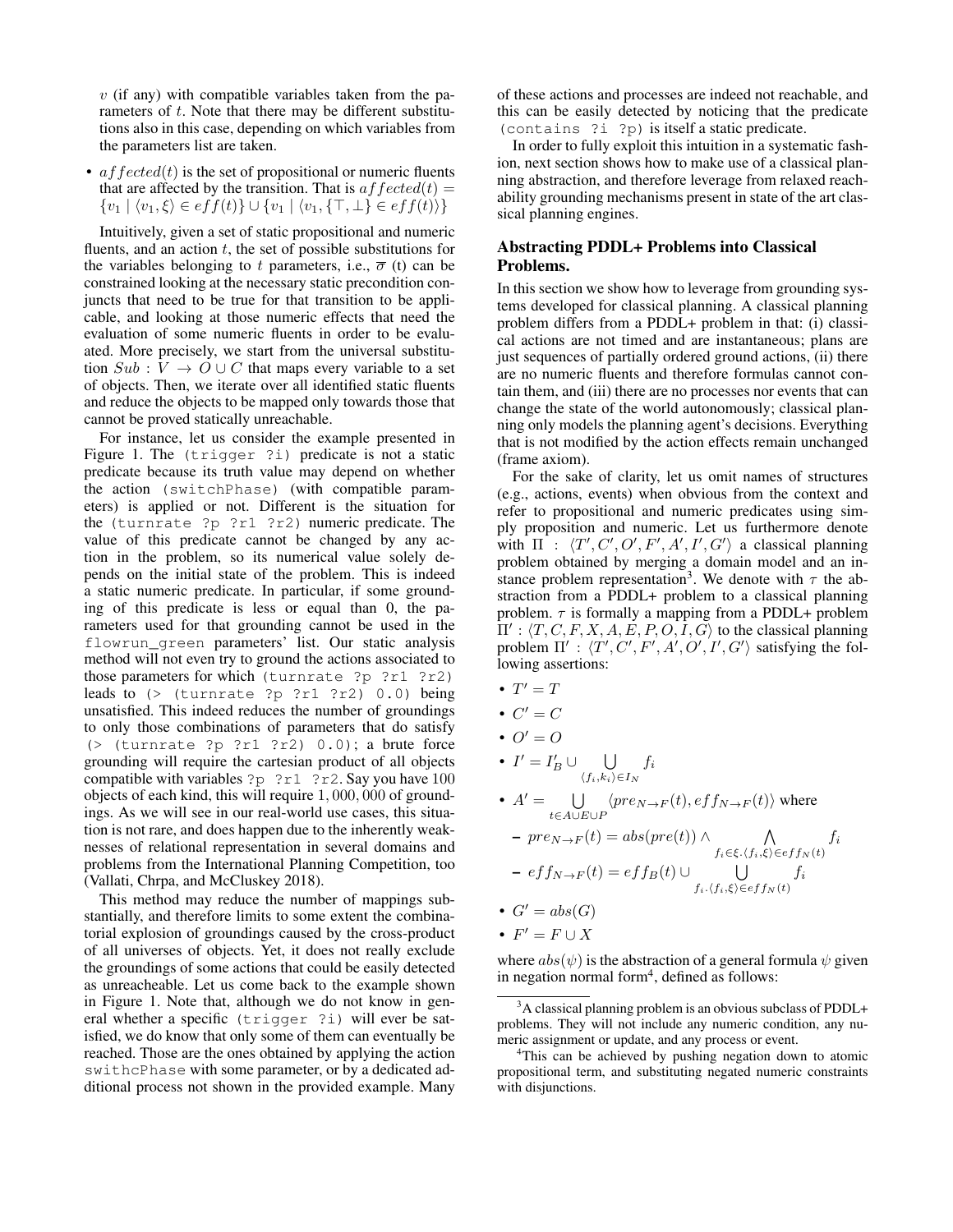$v$ (if any) with compatible variables taken from the parameters of $t$. Note that there may be different substitutions also in this case, depending on which variables from the parameters list are taken.

- $affected(t)$ is the set of propositional or numeric fluents that are affected by the transition. That is $affected(t) = \{v_1 \mid \langle v_1, \xi \rangle \in eff(t)\} \cup \{v_1 \mid \langle v_1, \{\top, \bot\} \in eff(t) \rangle\}$

Intuitively, given a set of static propositional and numeric fluents, and an action $t$, the set of possible substitutions for the variables belonging to $t$ parameters, i.e., $\overline{\sigma}$ (t) can be constrained looking at the necessary static precondition conjuncts that need to be true for that transition to be applicable, and looking at those numeric effects that need the evaluation of some numeric fluents in order to be evaluated. More precisely, we start from the universal substitution $Sub : V \rightarrow O \cup C$ that maps every variable to a set of objects. Then, we iterate over all identified static fluents and reduce the objects to be mapped only towards those that cannot be proved statically unreachable.

For instance, let us consider the example presented in Figure 1. The `(trigger ?i)` predicate is not a static predicate because its truth value may depend on whether the action `(switchPhase)` (with compatible parameters) is applied or not. Different is the situation for the `(turnrate ?p ?r1 ?r2)` numeric predicate. The value of this predicate cannot be changed by any action in the problem, so its numerical value solely depends on the initial state of the problem. This is indeed a static numeric predicate. In particular, if some grounding of this predicate is less or equal than 0, the parameters used for that grounding cannot be used in the `flowrun_green` parameters' list. Our static analysis method will not even try to ground the actions associated to those parameters for which `(turnrate ?p ?r1 ?r2)` leads to `(> (turnrate ?p ?r1 ?r2) 0.0)` being unsatisfied. This indeed reduces the number of groundings to only those combinations of parameters that do satisfy `(> (turnrate ?p ?r1 ?r2) 0.0)`; a brute force grounding will require the cartesian product of all objects compatible with variables `?p ?r1 ?r2`. Say you have 100 objects of each kind, this will require 1,000,000 of groundings. As we will see in our real-world use cases, this situation is not rare, and does happen due to the inherently weaknesses of relational representation in several domains and problems from the International Planning Competition, too (Vallati, Chrpa, and McCluskey 2018).

This method may reduce the number of mappings substantially, and therefore limits to some extent the combinatorial explosion of groundings caused by the cross-product of all universes of objects. Yet, it does not really exclude the groundings of some actions that could be easily detected as unreacheable. Let us come back to the example shown in Figure 1. Note that, although we do not know in general whether a specific `(trigger ?i)` will ever be satisfied, we do know that only some of them can eventually be reached. Those are the ones obtained by applying the action `swithcPhase` with some parameter, or by a dedicated additional process not shown in the provided example. Many of these actions and processes are indeed not reachable, and this can be easily detected by noticing that the predicate `(contains ?i ?p)` is itself a static predicate.

In order to fully exploit this intuition in a systematic fashion, next section shows how to make use of a classical planning abstraction, and therefore leverage from relaxed reachability grounding mechanisms present in state of the art classical planning engines.

## Abstracting PDDL+ Problems into Classical Problems.

In this section we show how to leverage from grounding systems developed for classical planning. A classical planning problem differs from a PDDL+ problem in that: (i) classical actions are not timed and are instantaneous; plans are just sequences of partially ordered ground actions, (ii) there are no numeric fluents and therefore formulas cannot contain them, and (iii) there are no processes nor events that can change the state of the world autonomously; classical planning only models the planning agent's decisions. Everything that is not modified by the action effects remain unchanged (frame axiom).

For the sake of clarity, let us omit names of structures (e.g., actions, events) when obvious from the context and refer to propositional and numeric predicates using simply proposition and numeric. Let us furthermore denote with $\Pi : \langle T', C', O', F', A', I', G' \rangle$ a classical planning problem obtained by merging a domain model and an instance problem representation[3]. We denote with $\tau$ the abstraction from a PDDL+ problem to a classical planning problem. $\tau$ is formally a mapping from a PDDL+ problem $\Pi' : \langle T, C, F, X, A, E, P, O, I, G \rangle$ to the classical planning problem $\Pi' : \langle T', C', F', A', O', I', G' \rangle$ satisfying the following assertions:

- $T' = T$
- $C' = C$
- $O' = O$
- $I' = I'_B \cup \bigcup_{\langle f_i, k_i \rangle \in I_N} f_i$
- $A' = \bigcup_{t \in A \cup E \cup P} \langle pre_{N \rightarrow F}(t), eff_{N \rightarrow F}(t) \rangle$ where
  - $pre_{N \rightarrow F}(t) = abs(pre(t)) \wedge \bigwedge_{f_i \in \xi . \langle f_i, \xi \rangle \in eff_N(t)} f_i$
  - $eff_{N \rightarrow F}(t) = eff_B(t) \cup \bigcup_{f_i . \langle f_i, \xi \rangle \in eff_N(t)} f_i$
- $G' = abs(G)$
- $F' = F \cup X$

where $abs(\psi)$ is the abstraction of a general formula $\psi$ given in negation normal form[4], defined as follows:

[3] A classical planning problem is an obvious subclass of PDDL+ problems. They will not include any numeric condition, any numeric assignment or update, and any process or event.

[4] This can be achieved by pushing negation down to atomic propositional term, and substituting negated numeric constraints with disjunctions.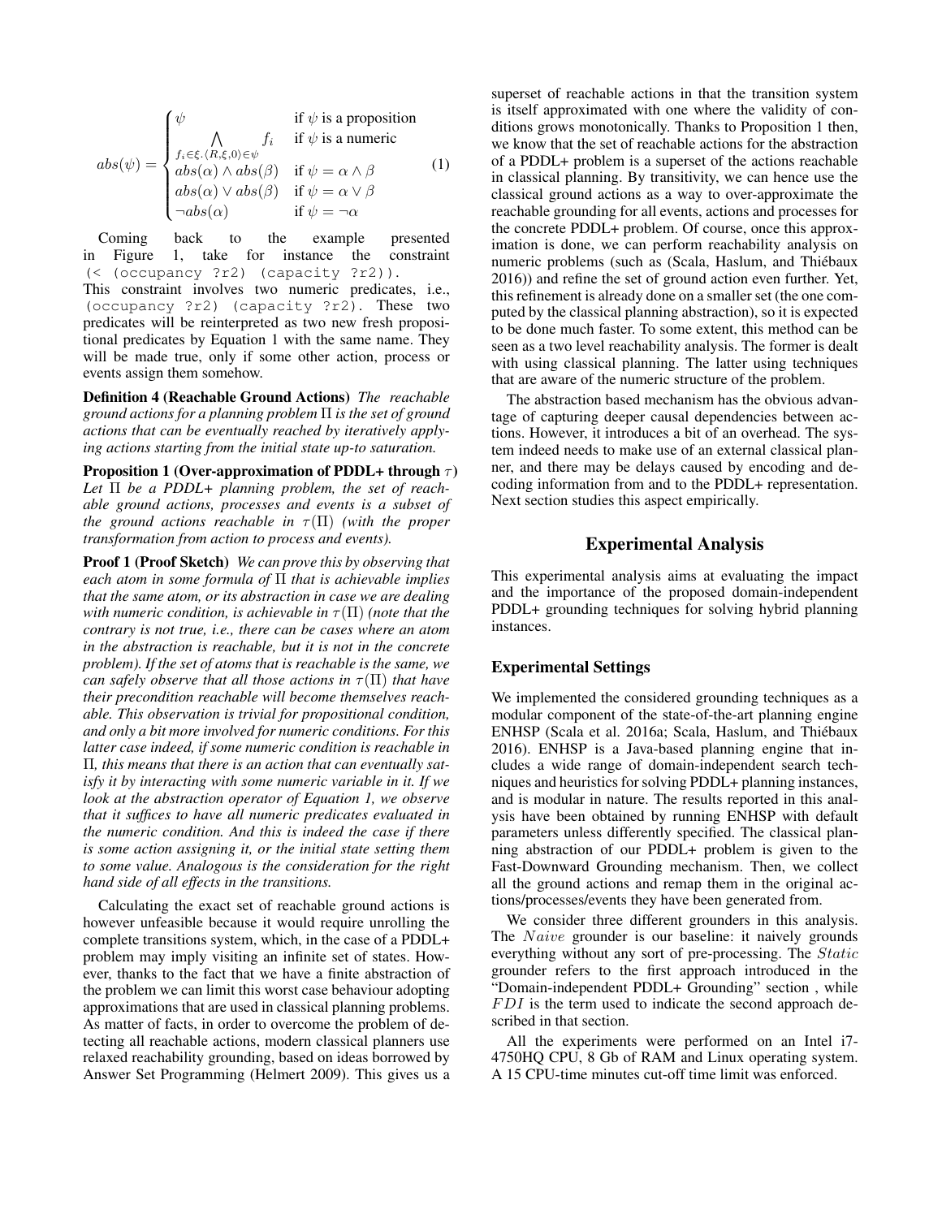$$
abs(\psi) = \begin{cases} \psi & \text{if } \psi \text{ is a proposition} \\ \bigwedge_{f_i \in \xi. \langle R, \xi, 0 \rangle \in \psi} f_i & \text{if } \psi \text{ is a numeric} \\ abs(\alpha) \wedge abs(\beta) & \text{if } \psi = \alpha \wedge \beta \\ abs(\alpha) \vee abs(\beta) & \text{if } \psi = \alpha \vee \beta \\ \neg abs(\alpha) & \text{if } \psi = \neg \alpha \end{cases} \tag{1}
$$

Coming back to the example presented in Figure 1, take for instance the constraint `(< (occupancy ?r2) (capacity ?r2))`. This constraint involves two numeric predicates, i.e., `(occupancy ?r2) (capacity ?r2)`. These two predicates will be reinterpreted as two new fresh propositional predicates by Equation 1 with the same name. They will be made true, only if some other action, process or events assign them somehow.

**Definition 4 (Reachable Ground Actions)** *The reachable ground actions for a planning problem $\Pi$ is the set of ground actions that can be eventually reached by iteratively applying actions starting from the initial state up-to saturation.*

**Proposition 1 (Over-approximation of PDDL+ through $\tau$)** *Let $\Pi$ be a PDDL+ planning problem, the set of reachable ground actions, processes and events is a subset of the ground actions reachable in $\tau(\Pi)$ (with the proper transformation from action to process and events).*

**Proof 1 (Proof Sketch)** *We can prove this by observing that each atom in some formula of $\Pi$ that is achievable implies that the same atom, or its abstraction in case we are dealing with numeric condition, is achievable in $\tau(\Pi)$ (note that the contrary is not true, i.e., there can be cases where an atom in the abstraction is reachable, but it is not in the concrete problem). If the set of atoms that is reachable is the same, we can safely observe that all those actions in $\tau(\Pi)$ that have their precondition reachable will become themselves reachable. This observation is trivial for propositional condition, and only a bit more involved for numeric conditions. For this latter case indeed, if some numeric condition is reachable in $\Pi$, this means that there is an action that can eventually satisfy it by interacting with some numeric variable in it. If we look at the abstraction operator of Equation 1, we observe that it suffices to have all numeric predicates evaluated in the numeric condition. And this is indeed the case if there is some action assigning it, or the initial state setting them to some value. Analogous is the consideration for the right hand side of all effects in the transitions.*

Calculating the exact set of reachable ground actions is however unfeasible because it would require unrolling the complete transitions system, which, in the case of a PDDL+ problem may imply visiting an infinite set of states. However, thanks to the fact that we have a finite abstraction of the problem we can limit this worst case behaviour adopting approximations that are used in classical planning problems. As matter of facts, in order to overcome the problem of detecting all reachable actions, modern classical planners use relaxed reachability grounding, based on ideas borrowed by Answer Set Programming (Helmert 2009). This gives us a superset of reachable actions in that the transition system is itself approximated with one where the validity of conditions grows monotonically. Thanks to Proposition 1 then, we know that the set of reachable actions for the abstraction of a PDDL+ problem is a superset of the actions reachable in classical planning. By transitivity, we can hence use the classical ground actions as a way to over-approximate the reachable grounding for all events, actions and processes for the concrete PDDL+ problem. Of course, once this approximation is done, we can perform reachability analysis on numeric problems (such as (Scala, Haslum, and Thiébaux 2016)) and refine the set of ground action even further. Yet, this refinement is already done on a smaller set (the one computed by the classical planning abstraction), so it is expected to be done much faster. To some extent, this method can be seen as a two level reachability analysis. The former is dealt with using classical planning. The latter using techniques that are aware of the numeric structure of the problem.

The abstraction based mechanism has the obvious advantage of capturing deeper causal dependencies between actions. However, it introduces a bit of an overhead. The system indeed needs to make use of an external classical planner, and there may be delays caused by encoding and decoding information from and to the PDDL+ representation. Next section studies this aspect empirically.

## Experimental Analysis

This experimental analysis aims at evaluating the impact and the importance of the proposed domain-independent PDDL+ grounding techniques for solving hybrid planning instances.

### Experimental Settings

We implemented the considered grounding techniques as a modular component of the state-of-the-art planning engine ENHSP (Scala et al. 2016a; Scala, Haslum, and Thiébaux 2016). ENHSP is a Java-based planning engine that includes a wide range of domain-independent search techniques and heuristics for solving PDDL+ planning instances, and is modular in nature. The results reported in this analysis have been obtained by running ENHSP with default parameters unless differently specified. The classical planning abstraction of our PDDL+ problem is given to the Fast-Downward Grounding mechanism. Then, we collect all the ground actions and remap them in the original actions/processes/events they have been generated from.

We consider three different grounders in this analysis. The $Naive$ grounder is our baseline: it naively grounds everything without any sort of pre-processing. The $Static$ grounder refers to the first approach introduced in the "Domain-independent PDDL+ Grounding" section , while $FDI$ is the term used to indicate the second approach described in that section.

All the experiments were performed on an Intel i7-4750HQ CPU, 8 Gb of RAM and Linux operating system. A 15 CPU-time minutes cut-off time limit was enforced.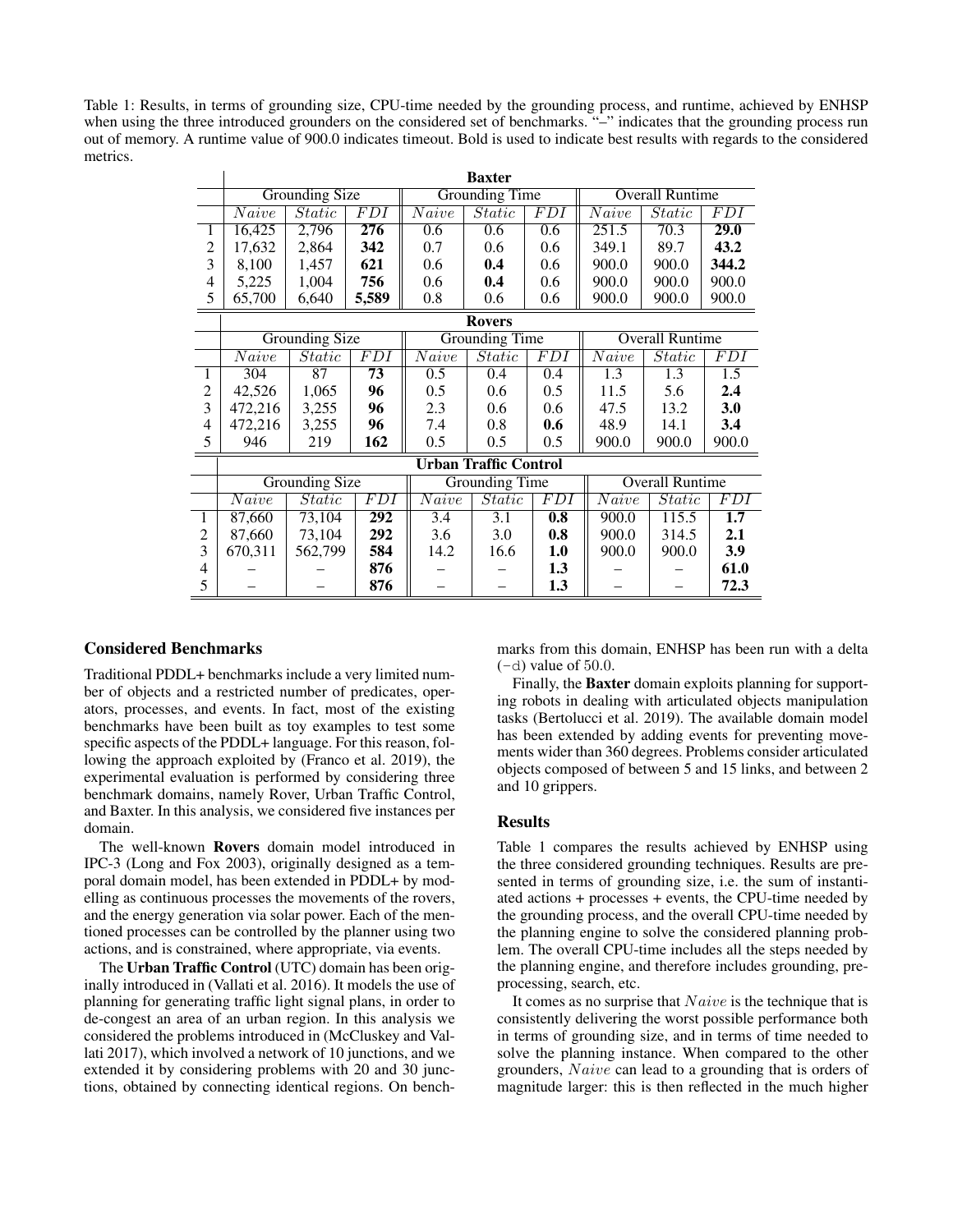Table 1: Results, in terms of grounding size, CPU-time needed by the grounding process, and runtime, achieved by ENHSP when using the three introduced grounders on the considered set of benchmarks. "–" indicates that the grounding process run out of memory. A runtime value of 900.0 indicates timeout. Bold is used to indicate best results with regards to the considered metrics.

| | **Baxter** | | | | | | | | |
|---|---|---|---|---|---|---|---|---|---|
| | Grounding Size | | | Grounding Time | | | Overall Runtime | | |
| | *Naive* | *Static* | *FDI* | *Naive* | *Static* | *FDI* | *Naive* | *Static* | *FDI* |
| 1 | 16,425 | 2,796 | **276** | 0.6 | 0.6 | 0.6 | 251.5 | 70.3 | **29.0** |
| 2 | 17,632 | 2,864 | **342** | 0.7 | 0.6 | 0.6 | 349.1 | 89.7 | **43.2** |
| 3 | 8,100 | 1,457 | **621** | 0.6 | **0.4** | 0.6 | 900.0 | 900.0 | **344.2** |
| 4 | 5,225 | 1,004 | **756** | 0.6 | **0.4** | 0.6 | 900.0 | 900.0 | 900.0 |
| 5 | 65,700 | 6,640 | **5,589** | 0.8 | 0.6 | 0.6 | 900.0 | 900.0 | 900.0 |

| | **Rovers** | | | | | | | | |
|---|---|---|---|---|---|---|---|---|---|
| | Grounding Size | | | Grounding Time | | | Overall Runtime | | |
| | *Naive* | *Static* | *FDI* | *Naive* | *Static* | *FDI* | *Naive* | *Static* | *FDI* |
| 1 | 304 | 87 | **73** | 0.5 | 0.4 | 0.4 | 1.3 | 1.3 | 1.5 |
| 2 | 42,526 | 1,065 | **96** | 0.5 | 0.6 | 0.5 | 11.5 | 5.6 | **2.4** |
| 3 | 472,216 | 3,255 | **96** | 2.3 | 0.6 | 0.6 | 47.5 | 13.2 | **3.0** |
| 4 | 472,216 | 3,255 | **96** | 7.4 | 0.8 | **0.6** | 48.9 | 14.1 | **3.4** |
| 5 | 946 | 219 | **162** | 0.5 | 0.5 | 0.5 | 900.0 | 900.0 | 900.0 |

| | **Urban Traffic Control** | | | | | | | | |
|---|---|---|---|---|---|---|---|---|---|
| | Grounding Size | | | Grounding Time | | | Overall Runtime | | |
| | *Naive* | *Static* | *FDI* | *Naive* | *Static* | *FDI* | *Naive* | *Static* | *FDI* |
| 1 | 87,660 | 73,104 | **292** | 3.4 | 3.1 | **0.8** | 900.0 | 115.5 | **1.7** |
| 2 | 87,660 | 73,104 | **292** | 3.6 | 3.0 | **0.8** | 900.0 | 314.5 | **2.1** |
| 3 | 670,311 | 562,799 | **584** | 14.2 | 16.6 | **1.0** | 900.0 | 900.0 | **3.9** |
| 4 | – | – | **876** | – | – | **1.3** | – | – | **61.0** |
| 5 | – | – | **876** | – | – | **1.3** | – | – | **72.3** |

### Considered Benchmarks

Traditional PDDL+ benchmarks include a very limited number of objects and a restricted number of predicates, operators, processes, and events. In fact, most of the existing benchmarks have been built as toy examples to test some specific aspects of the PDDL+ language. For this reason, following the approach exploited by (Franco et al. 2019), the experimental evaluation is performed by considering three benchmark domains, namely Rover, Urban Traffic Control, and Baxter. In this analysis, we considered five instances per domain.

The well-known **Rovers** domain model introduced in IPC-3 (Long and Fox 2003), originally designed as a temporal domain model, has been extended in PDDL+ by modelling as continuous processes the movements of the rovers, and the energy generation via solar power. Each of the mentioned processes can be controlled by the planner using two actions, and is constrained, where appropriate, via events.

The **Urban Traffic Control** (UTC) domain has been originally introduced in (Vallati et al. 2016). It models the use of planning for generating traffic light signal plans, in order to de-congest an area of an urban region. In this analysis we considered the problems introduced in (McCluskey and Vallati 2017), which involved a network of 10 junctions, and we extended it by considering problems with 20 and 30 junctions, obtained by connecting identical regions. On benchmarks from this domain, ENHSP has been run with a delta (`-d`) value of 50.0.

Finally, the **Baxter** domain exploits planning for supporting robots in dealing with articulated objects manipulation tasks (Bertolucci et al. 2019). The available domain model has been extended by adding events for preventing movements wider than 360 degrees. Problems consider articulated objects composed of between 5 and 15 links, and between 2 and 10 grippers.

### Results

Table 1 compares the results achieved by ENHSP using the three considered grounding techniques. Results are presented in terms of grounding size, i.e. the sum of instantiated actions + processes + events, the CPU-time needed by the grounding process, and the overall CPU-time needed by the planning engine to solve the considered planning problem. The overall CPU-time includes all the steps needed by the planning engine, and therefore includes grounding, preprocessing, search, etc.

It comes as no surprise that *Naive* is the technique that is consistently delivering the worst possible performance both in terms of grounding size, and in terms of time needed to solve the planning instance. When compared to the other grounders, *Naive* can lead to a grounding that is orders of magnitude larger: this is then reflected in the much higher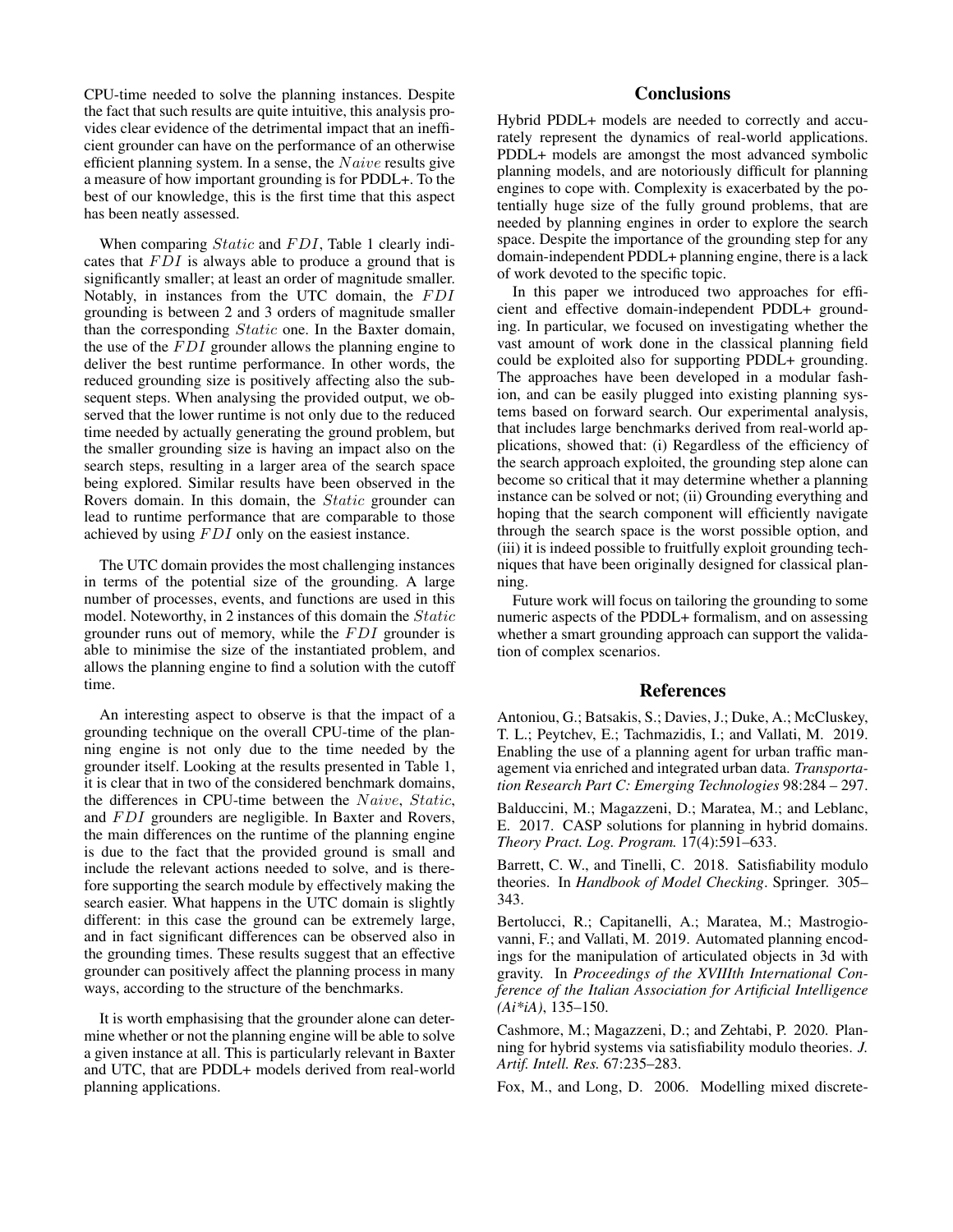CPU-time needed to solve the planning instances. Despite the fact that such results are quite intuitive, this analysis provides clear evidence of the detrimental impact that an inefficient grounder can have on the performance of an otherwise efficient planning system. In a sense, the $Naive$ results give a measure of how important grounding is for PDDL+. To the best of our knowledge, this is the first time that this aspect has been neatly assessed.

When comparing $Static$ and $FDI$, Table 1 clearly indicates that $FDI$ is always able to produce a ground that is significantly smaller; at least an order of magnitude smaller. Notably, in instances from the UTC domain, the $FDI$ grounding is between 2 and 3 orders of magnitude smaller than the corresponding $Static$ one. In the Baxter domain, the use of the $FDI$ grounder allows the planning engine to deliver the best runtime performance. In other words, the reduced grounding size is positively affecting also the subsequent steps. When analysing the provided output, we observed that the lower runtime is not only due to the reduced time needed by actually generating the ground problem, but the smaller grounding size is having an impact also on the search steps, resulting in a larger area of the search space being explored. Similar results have been observed in the Rovers domain. In this domain, the $Static$ grounder can lead to runtime performance that are comparable to those achieved by using $FDI$ only on the easiest instance.

The UTC domain provides the most challenging instances in terms of the potential size of the grounding. A large number of processes, events, and functions are used in this model. Noteworthy, in 2 instances of this domain the $Static$ grounder runs out of memory, while the $FDI$ grounder is able to minimise the size of the instantiated problem, and allows the planning engine to find a solution with the cutoff time.

An interesting aspect to observe is that the impact of a grounding technique on the overall CPU-time of the planning engine is not only due to the time needed by the grounder itself. Looking at the results presented in Table 1, it is clear that in two of the considered benchmark domains, the differences in CPU-time between the $Naive$, $Static$, and $FDI$ grounders are negligible. In Baxter and Rovers, the main differences on the runtime of the planning engine is due to the fact that the provided ground is small and include the relevant actions needed to solve, and is therefore supporting the search module by effectively making the search easier. What happens in the UTC domain is slightly different: in this case the ground can be extremely large, and in fact significant differences can be observed also in the grounding times. These results suggest that an effective grounder can positively affect the planning process in many ways, according to the structure of the benchmarks.

It is worth emphasising that the grounder alone can determine whether or not the planning engine will be able to solve a given instance at all. This is particularly relevant in Baxter and UTC, that are PDDL+ models derived from real-world planning applications.

## Conclusions

Hybrid PDDL+ models are needed to correctly and accurately represent the dynamics of real-world applications. PDDL+ models are amongst the most advanced symbolic planning models, and are notoriously difficult for planning engines to cope with. Complexity is exacerbated by the potentially huge size of the fully ground problems, that are needed by planning engines in order to explore the search space. Despite the importance of the grounding step for any domain-independent PDDL+ planning engine, there is a lack of work devoted to the specific topic.

In this paper we introduced two approaches for efficient and effective domain-independent PDDL+ grounding. In particular, we focused on investigating whether the vast amount of work done in the classical planning field could be exploited also for supporting PDDL+ grounding. The approaches have been developed in a modular fashion, and can be easily plugged into existing planning systems based on forward search. Our experimental analysis, that includes large benchmarks derived from real-world applications, showed that: (i) Regardless of the efficiency of the search approach exploited, the grounding step alone can become so critical that it may determine whether a planning instance can be solved or not; (ii) Grounding everything and hoping that the search component will efficiently navigate through the search space is the worst possible option, and (iii) it is indeed possible to fruitfully exploit grounding techniques that have been originally designed for classical planning.

Future work will focus on tailoring the grounding to some numeric aspects of the PDDL+ formalism, and on assessing whether a smart grounding approach can support the validation of complex scenarios.

## References

Antoniou, G.; Batsakis, S.; Davies, J.; Duke, A.; McCluskey, T. L.; Peytchev, E.; Tachmazidis, I.; and Vallati, M. 2019. Enabling the use of a planning agent for urban traffic management via enriched and integrated urban data. *Transportation Research Part C: Emerging Technologies* 98:284 – 297.

Balduccini, M.; Magazzeni, D.; Maratea, M.; and Leblanc, E. 2017. CASP solutions for planning in hybrid domains. *Theory Pract. Log. Program.* 17(4):591–633.

Barrett, C. W., and Tinelli, C. 2018. Satisfiability modulo theories. In *Handbook of Model Checking*. Springer. 305–343.

Bertolucci, R.; Capitanelli, A.; Maratea, M.; Mastrogiovanni, F.; and Vallati, M. 2019. Automated planning encodings for the manipulation of articulated objects in 3d with gravity. In *Proceedings of the XVIIIth International Conference of the Italian Association for Artificial Intelligence (Ai*iA)*, 135–150.

Cashmore, M.; Magazzeni, D.; and Zehtabi, P. 2020. Planning for hybrid systems via satisfiability modulo theories. *J. Artif. Intell. Res.* 67:235–283.

Fox, M., and Long, D. 2006. Modelling mixed discrete-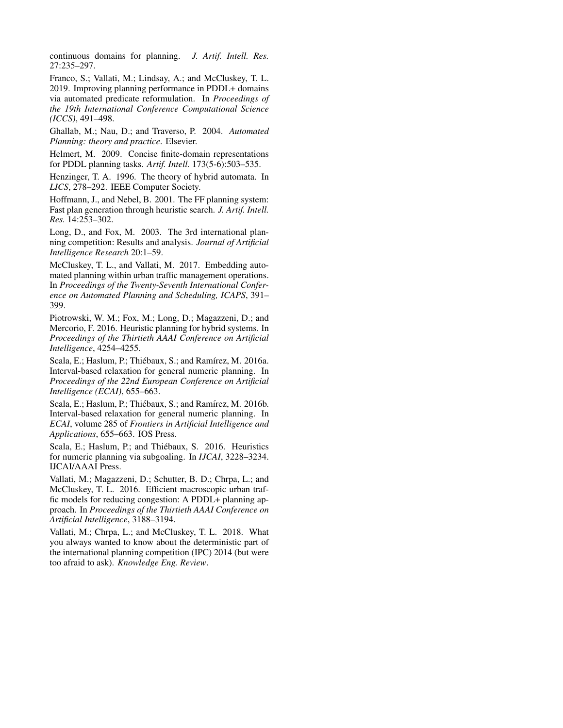continuous domains for planning. *J. Artif. Intell. Res.* 27:235–297.

Franco, S.; Vallati, M.; Lindsay, A.; and McCluskey, T. L. 2019. Improving planning performance in PDDL+ domains via automated predicate reformulation. In *Proceedings of the 19th International Conference Computational Science (ICCS)*, 491–498.

Ghallab, M.; Nau, D.; and Traverso, P. 2004. *Automated Planning: theory and practice*. Elsevier.

Helmert, M. 2009. Concise finite-domain representations for PDDL planning tasks. *Artif. Intell.* 173(5-6):503–535.

Henzinger, T. A. 1996. The theory of hybrid automata. In *LICS*, 278–292. IEEE Computer Society.

Hoffmann, J., and Nebel, B. 2001. The FF planning system: Fast plan generation through heuristic search. *J. Artif. Intell. Res.* 14:253–302.

Long, D., and Fox, M. 2003. The 3rd international planning competition: Results and analysis. *Journal of Artificial Intelligence Research* 20:1–59.

McCluskey, T. L., and Vallati, M. 2017. Embedding automated planning within urban traffic management operations. In *Proceedings of the Twenty-Seventh International Conference on Automated Planning and Scheduling, ICAPS*, 391–399.

Piotrowski, W. M.; Fox, M.; Long, D.; Magazzeni, D.; and Mercorio, F. 2016. Heuristic planning for hybrid systems. In *Proceedings of the Thirtieth AAAI Conference on Artificial Intelligence*, 4254–4255.

Scala, E.; Haslum, P.; Thiébaux, S.; and Ramírez, M. 2016a. Interval-based relaxation for general numeric planning. In *Proceedings of the 22nd European Conference on Artificial Intelligence (ECAI)*, 655–663.

Scala, E.; Haslum, P.; Thiébaux, S.; and Ramírez, M. 2016b. Interval-based relaxation for general numeric planning. In *ECAI*, volume 285 of *Frontiers in Artificial Intelligence and Applications*, 655–663. IOS Press.

Scala, E.; Haslum, P.; and Thiébaux, S. 2016. Heuristics for numeric planning via subgoaling. In *IJCAI*, 3228–3234. IJCAI/AAAI Press.

Vallati, M.; Magazzeni, D.; Schutter, B. D.; Chrpa, L.; and McCluskey, T. L. 2016. Efficient macroscopic urban traffic models for reducing congestion: A PDDL+ planning approach. In *Proceedings of the Thirtieth AAAI Conference on Artificial Intelligence*, 3188–3194.

Vallati, M.; Chrpa, L.; and McCluskey, T. L. 2018. What you always wanted to know about the deterministic part of the international planning competition (IPC) 2014 (but were too afraid to ask). *Knowledge Eng. Review*.